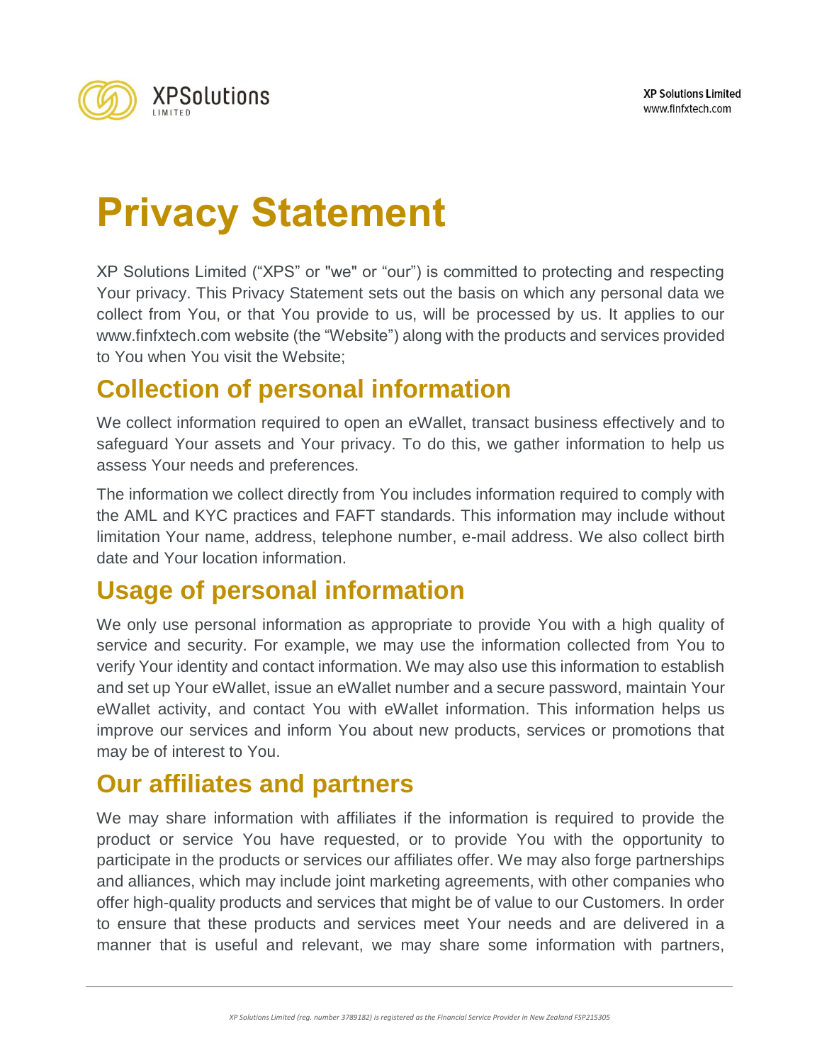# Privacy Statement

XP Solutions Limited ("XPS" or "we" or "our") is committed to protecting and respecting Your privacy. This Privacy Statement sets out the basis on which any personal data we collect from You, or that You provide to us, will be processed by us. It applies to our www.finfxtech.com website (the "Website") along with the products and services provided to You when You visit the Website;

## Collection of personal information

We collect information required to open an eWallet, transact business effectively and to safeguard Your assets and Your privacy. To do this, we gather information to help us assess Your needs and preferences.

The information we collect directly from You includes information required to comply with the AML and KYC practices and FAFT standards. This information may include without limitation Your name, address, telephone number, e-mail address. We also collect birth date and Your location information.

## Usage of personal information

We only use personal information as appropriate to provide You with a high quality of service and security. For example, we may use the information collected from You to verify Your identity and contact information. We may also use this information to establish and set up Your eWallet, issue an eWallet number and a secure password, maintain Your eWallet activity, and contact You with eWallet information. This information helps us improve our services and inform You about new products, services or promotions that may be of interest to You.

## Our affiliates and partners

We may share information with affiliates if the information is required to provide the product or service You have requested, or to provide You with the opportunity to participate in the products or services our affiliates offer. We may also forge partnerships and alliances, which may include joint marketing agreements, with other companies who offer high-quality products and services that might be of value to our Customers. In order to ensure that these products and services meet Your needs and are delivered in a manner that is useful and relevant, we may share some information with partners,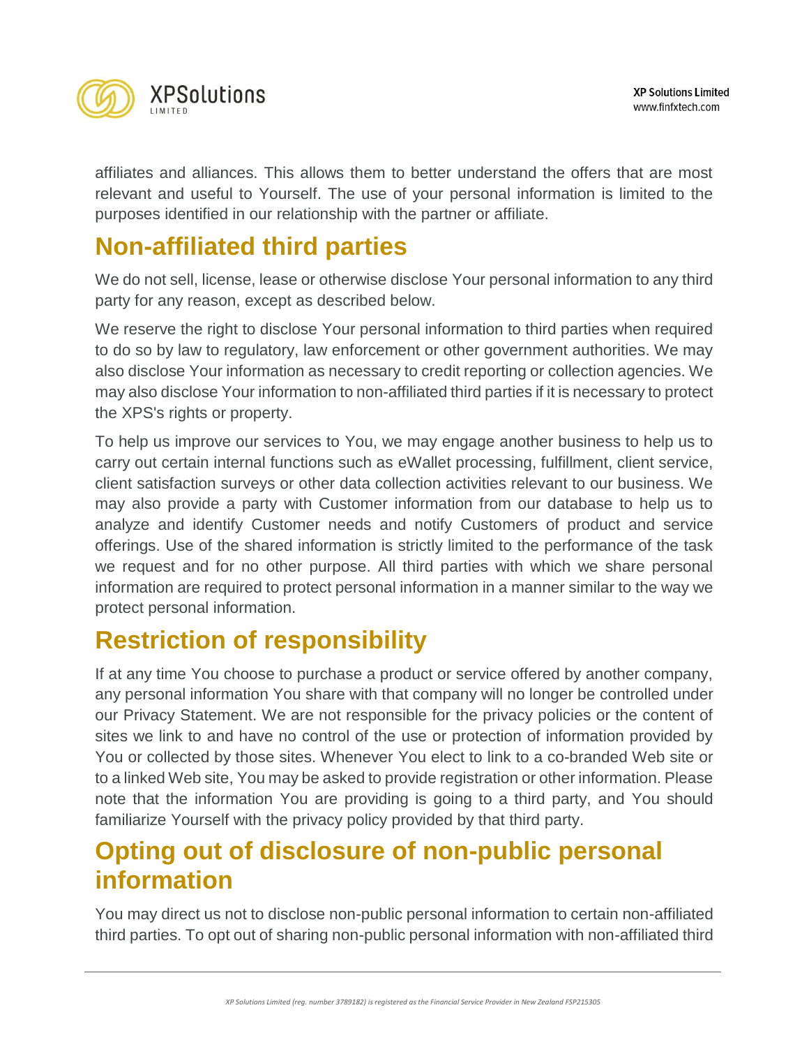affiliates and alliances. This allows them to better understand the offers that are most relevant and useful to Yourself. The use of your personal information is limited to the purposes identified in our relationship with the partner or affiliate.

## Non-affiliated third parties

We do not sell, license, lease or otherwise disclose Your personal information to any third party for any reason, except as described below.

We reserve the right to disclose Your personal information to third parties when required to do so by law to regulatory, law enforcement or other government authorities. We may also disclose Your information as necessary to credit reporting or collection agencies. We may also disclose Your information to non-affiliated third parties if it is necessary to protect the XPS's rights or property.

To help us improve our services to You, we may engage another business to help us to carry out certain internal functions such as eWallet processing, fulfillment, client service, client satisfaction surveys or other data collection activities relevant to our business. We may also provide a party with Customer information from our database to help us to analyze and identify Customer needs and notify Customers of product and service offerings. Use of the shared information is strictly limited to the performance of the task we request and for no other purpose. All third parties with which we share personal information are required to protect personal information in a manner similar to the way we protect personal information.

## Restriction of responsibility

If at any time You choose to purchase a product or service offered by another company, any personal information You share with that company will no longer be controlled under our Privacy Statement. We are not responsible for the privacy policies or the content of sites we link to and have no control of the use or protection of information provided by You or collected by those sites. Whenever You elect to link to a co-branded Web site or to a linked Web site, You may be asked to provide registration or other information. Please note that the information You are providing is going to a third party, and You should familiarize Yourself with the privacy policy provided by that third party.

## Opting out of disclosure of non-public personal information

You may direct us not to disclose non-public personal information to certain non-affiliated third parties. To opt out of sharing non-public personal information with non-affiliated third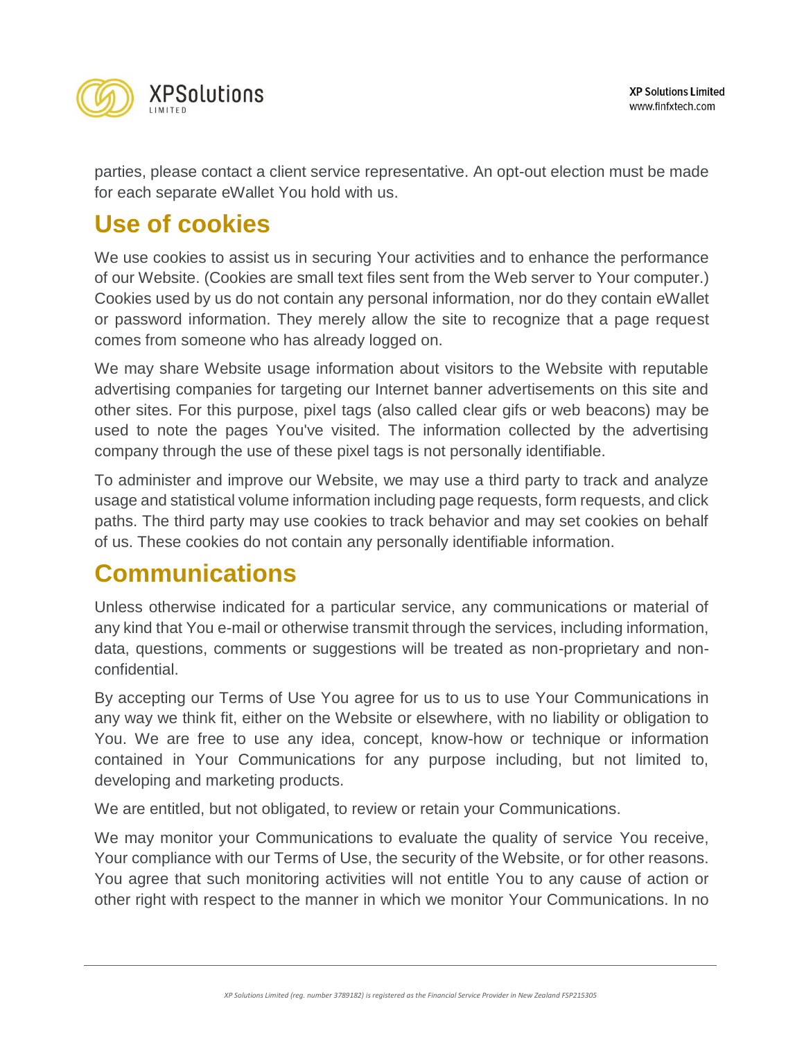parties, please contact a client service representative. An opt-out election must be made for each separate eWallet You hold with us.

## Use of cookies

We use cookies to assist us in securing Your activities and to enhance the performance of our Website. (Cookies are small text files sent from the Web server to Your computer.) Cookies used by us do not contain any personal information, nor do they contain eWallet or password information. They merely allow the site to recognize that a page request comes from someone who has already logged on.

We may share Website usage information about visitors to the Website with reputable advertising companies for targeting our Internet banner advertisements on this site and other sites. For this purpose, pixel tags (also called clear gifs or web beacons) may be used to note the pages You've visited. The information collected by the advertising company through the use of these pixel tags is not personally identifiable.

To administer and improve our Website, we may use a third party to track and analyze usage and statistical volume information including page requests, form requests, and click paths. The third party may use cookies to track behavior and may set cookies on behalf of us. These cookies do not contain any personally identifiable information.

## Communications

Unless otherwise indicated for a particular service, any communications or material of any kind that You e-mail or otherwise transmit through the services, including information, data, questions, comments or suggestions will be treated as non-proprietary and non-confidential.

By accepting our Terms of Use You agree for us to us to use Your Communications in any way we think fit, either on the Website or elsewhere, with no liability or obligation to You. We are free to use any idea, concept, know-how or technique or information contained in Your Communications for any purpose including, but not limited to, developing and marketing products.

We are entitled, but not obligated, to review or retain your Communications.

We may monitor your Communications to evaluate the quality of service You receive, Your compliance with our Terms of Use, the security of the Website, or for other reasons. You agree that such monitoring activities will not entitle You to any cause of action or other right with respect to the manner in which we monitor Your Communications. In no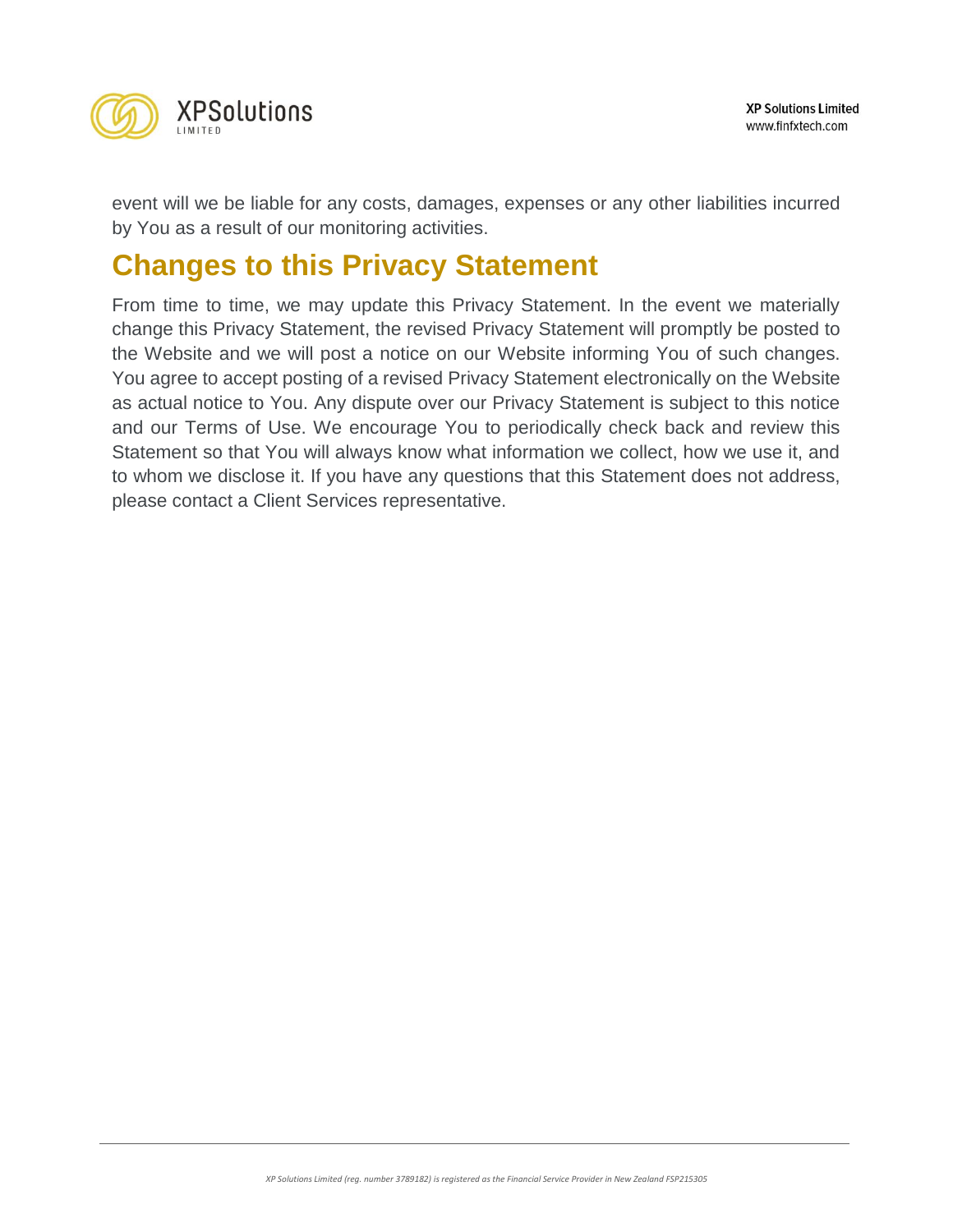event will we be liable for any costs, damages, expenses or any other liabilities incurred by You as a result of our monitoring activities.

## Changes to this Privacy Statement

From time to time, we may update this Privacy Statement. In the event we materially change this Privacy Statement, the revised Privacy Statement will promptly be posted to the Website and we will post a notice on our Website informing You of such changes. You agree to accept posting of a revised Privacy Statement electronically on the Website as actual notice to You. Any dispute over our Privacy Statement is subject to this notice and our Terms of Use. We encourage You to periodically check back and review this Statement so that You will always know what information we collect, how we use it, and to whom we disclose it. If you have any questions that this Statement does not address, please contact a Client Services representative.